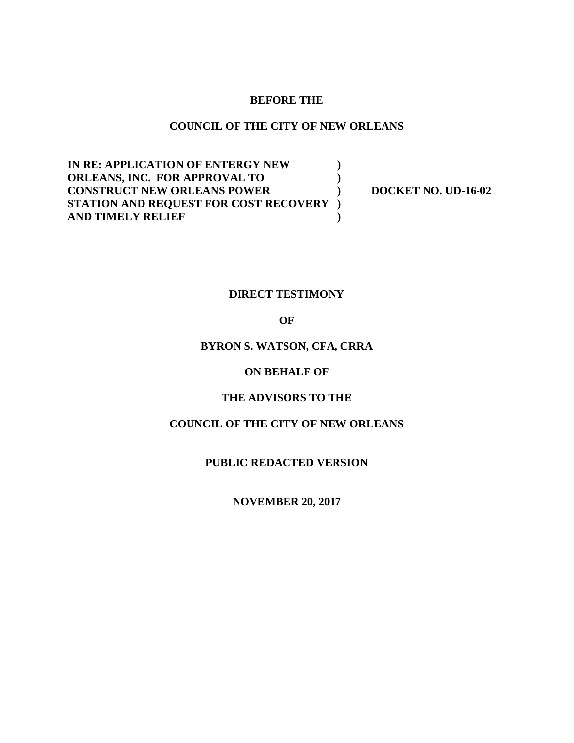**BEFORE THE**

**COUNCIL OF THE CITY OF NEW ORLEANS**

| | | |
|---|---|---|
| **IN RE: APPLICATION OF ENTERGY NEW ORLEANS, INC. FOR APPROVAL TO CONSTRUCT NEW ORLEANS POWER STATION AND REQUEST FOR COST RECOVERY AND TIMELY RELIEF** | **)** | **DOCKET NO. UD-16-02** |

**DIRECT TESTIMONY**

**OF**

**BYRON S. WATSON, CFA, CRRA**

**ON BEHALF OF**

**THE ADVISORS TO THE**

**COUNCIL OF THE CITY OF NEW ORLEANS**

**PUBLIC REDACTED VERSION**

**NOVEMBER 20, 2017**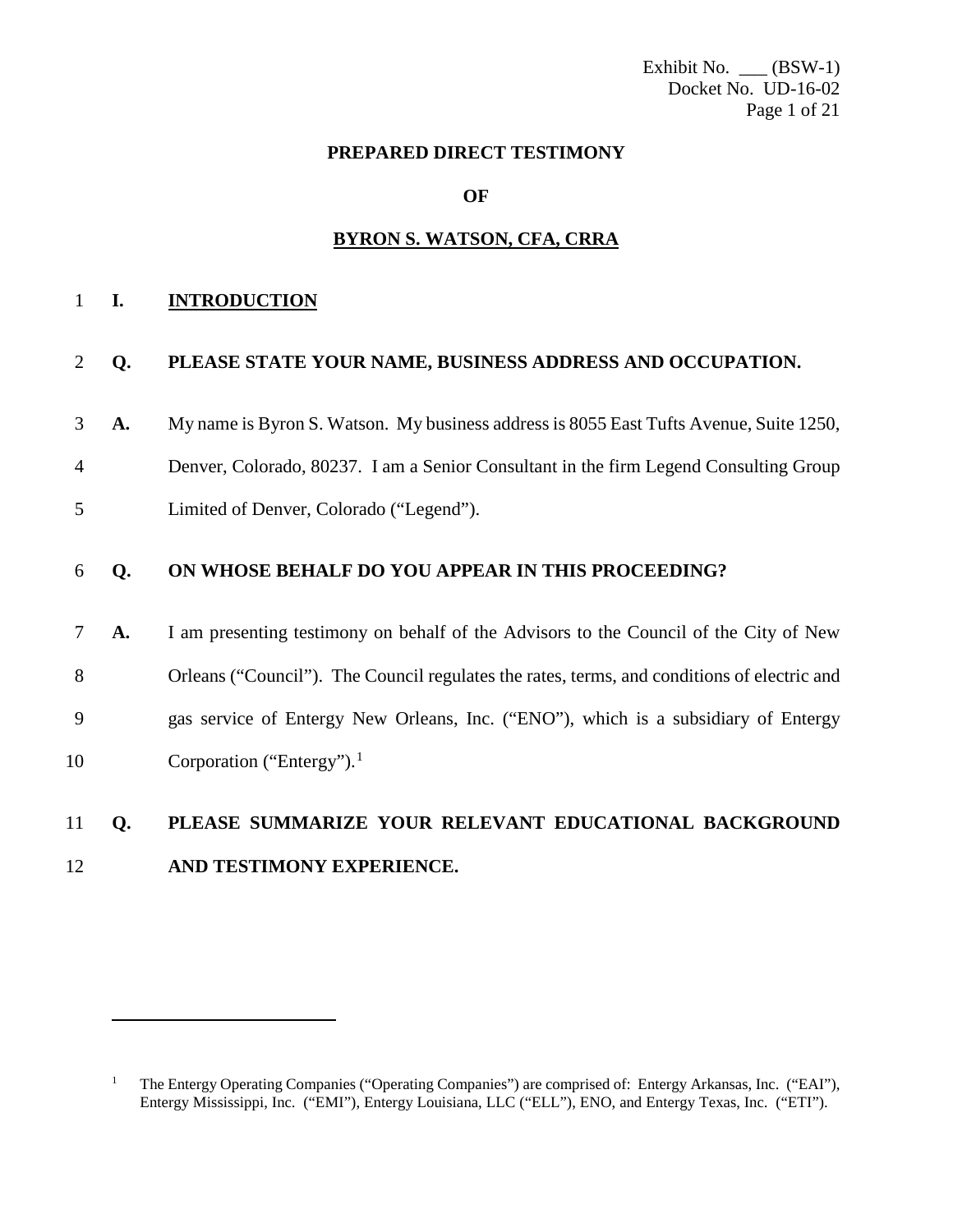**PREPARED DIRECT TESTIMONY**

**OF**

**BYRON S. WATSON, CFA, CRRA**

## I. INTRODUCTION

**Q. PLEASE STATE YOUR NAME, BUSINESS ADDRESS AND OCCUPATION.**

**A.** My name is Byron S. Watson. My business address is 8055 East Tufts Avenue, Suite 1250, Denver, Colorado, 80237. I am a Senior Consultant in the firm Legend Consulting Group Limited of Denver, Colorado ("Legend").

**Q. ON WHOSE BEHALF DO YOU APPEAR IN THIS PROCEEDING?**

**A.** I am presenting testimony on behalf of the Advisors to the Council of the City of New Orleans ("Council"). The Council regulates the rates, terms, and conditions of electric and gas service of Entergy New Orleans, Inc. ("ENO"), which is a subsidiary of Entergy Corporation ("Entergy").[1]

**Q. PLEASE SUMMARIZE YOUR RELEVANT EDUCATIONAL BACKGROUND AND TESTIMONY EXPERIENCE.**

---

[1] The Entergy Operating Companies ("Operating Companies") are comprised of: Entergy Arkansas, Inc. ("EAI"), Entergy Mississippi, Inc. ("EMI"), Entergy Louisiana, LLC ("ELL"), ENO, and Entergy Texas, Inc. ("ETI").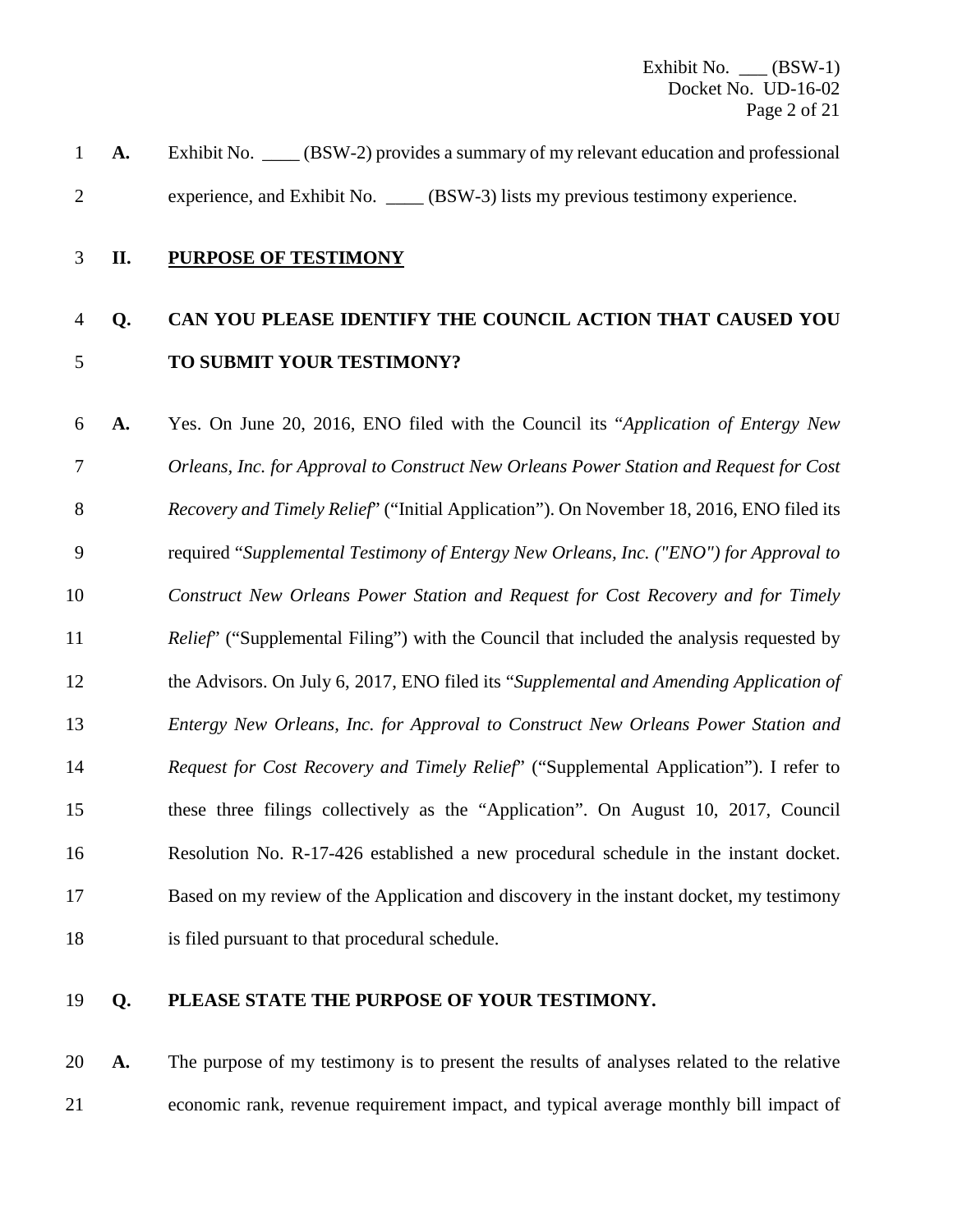A. Exhibit No. ____ (BSW-2) provides a summary of my relevant education and professional experience, and Exhibit No. ____ (BSW-3) lists my previous testimony experience.

## II. PURPOSE OF TESTIMONY

**Q. CAN YOU PLEASE IDENTIFY THE COUNCIL ACTION THAT CAUSED YOU TO SUBMIT YOUR TESTIMONY?**

A. Yes. On June 20, 2016, ENO filed with the Council its "*Application of Entergy New Orleans, Inc. for Approval to Construct New Orleans Power Station and Request for Cost Recovery and Timely Relief*" ("Initial Application"). On November 18, 2016, ENO filed its required "*Supplemental Testimony of Entergy New Orleans, Inc. ("ENO") for Approval to Construct New Orleans Power Station and Request for Cost Recovery and for Timely Relief*" ("Supplemental Filing") with the Council that included the analysis requested by the Advisors. On July 6, 2017, ENO filed its "*Supplemental and Amending Application of Entergy New Orleans, Inc. for Approval to Construct New Orleans Power Station and Request for Cost Recovery and Timely Relief*" ("Supplemental Application"). I refer to these three filings collectively as the "Application". On August 10, 2017, Council Resolution No. R-17-426 established a new procedural schedule in the instant docket. Based on my review of the Application and discovery in the instant docket, my testimony is filed pursuant to that procedural schedule.

**Q. PLEASE STATE THE PURPOSE OF YOUR TESTIMONY.**

A. The purpose of my testimony is to present the results of analyses related to the relative economic rank, revenue requirement impact, and typical average monthly bill impact of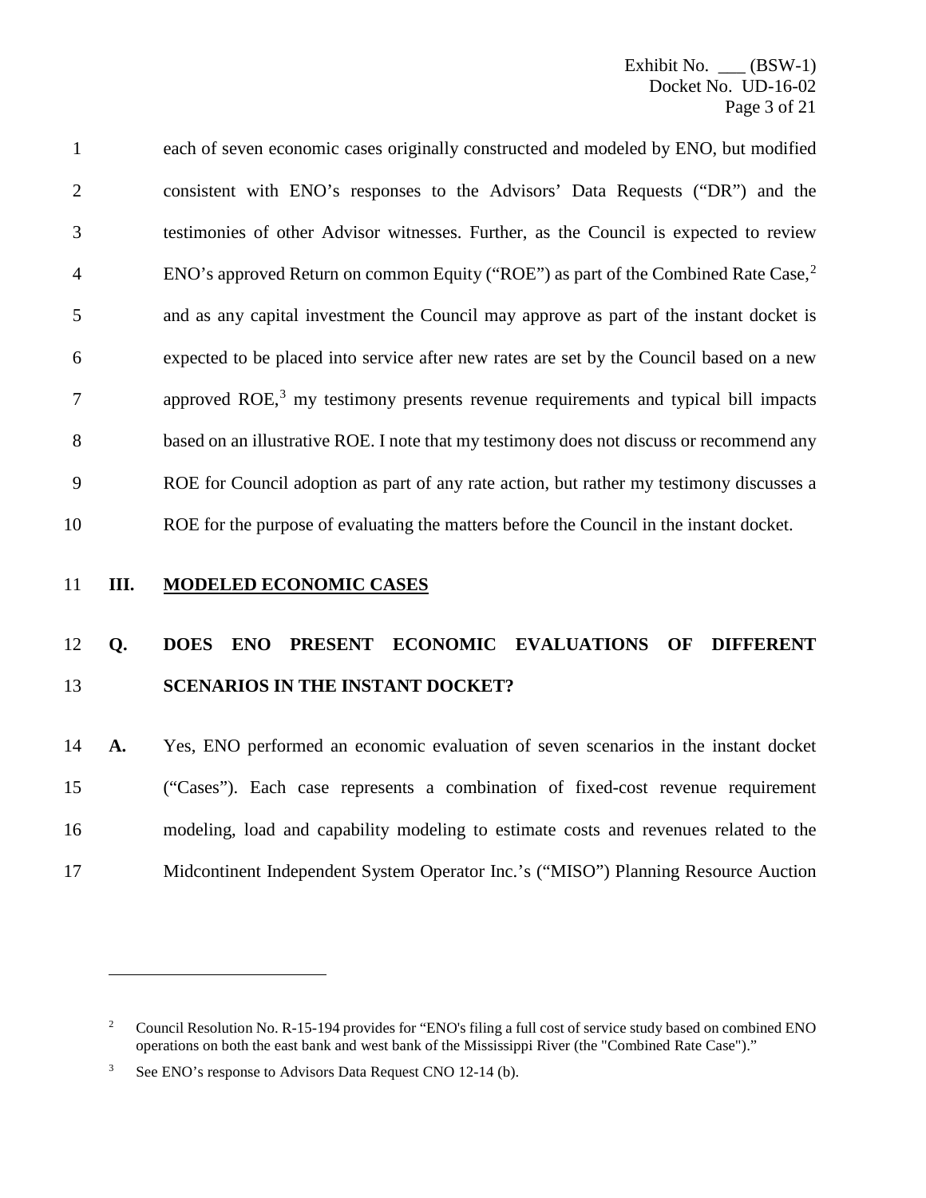each of seven economic cases originally constructed and modeled by ENO, but modified consistent with ENO's responses to the Advisors' Data Requests ("DR") and the testimonies of other Advisor witnesses. Further, as the Council is expected to review ENO's approved Return on common Equity ("ROE") as part of the Combined Rate Case,[2] and as any capital investment the Council may approve as part of the instant docket is expected to be placed into service after new rates are set by the Council based on a new approved ROE,[3] my testimony presents revenue requirements and typical bill impacts based on an illustrative ROE. I note that my testimony does not discuss or recommend any ROE for Council adoption as part of any rate action, but rather my testimony discusses a ROE for the purpose of evaluating the matters before the Council in the instant docket.

## III. MODELED ECONOMIC CASES

**Q. DOES ENO PRESENT ECONOMIC EVALUATIONS OF DIFFERENT SCENARIOS IN THE INSTANT DOCKET?**

**A.** Yes, ENO performed an economic evaluation of seven scenarios in the instant docket ("Cases"). Each case represents a combination of fixed-cost revenue requirement modeling, load and capability modeling to estimate costs and revenues related to the Midcontinent Independent System Operator Inc.'s ("MISO") Planning Resource Auction

---

[2] Council Resolution No. R-15-194 provides for "ENO's filing a full cost of service study based on combined ENO operations on both the east bank and west bank of the Mississippi River (the "Combined Rate Case")."

[3] See ENO's response to Advisors Data Request CNO 12-14 (b).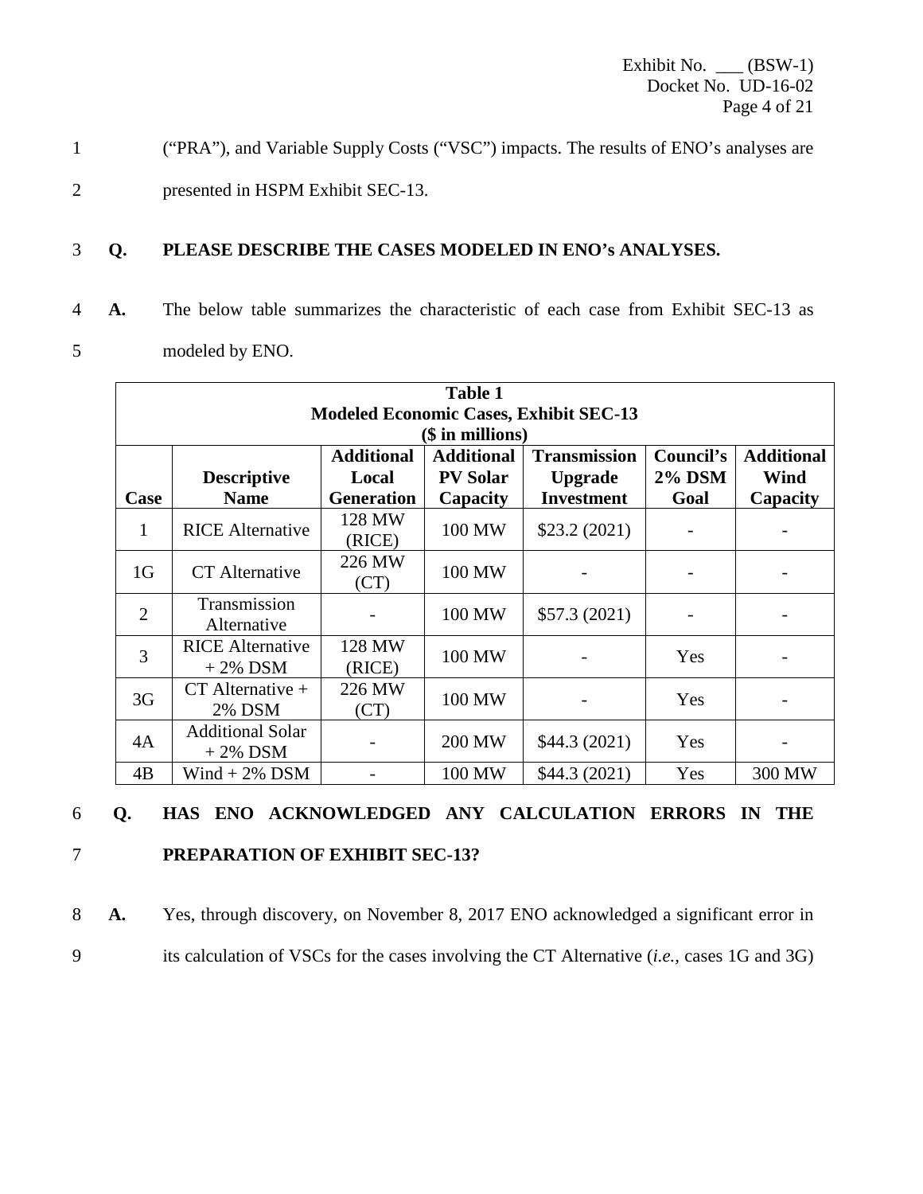("PRA"), and Variable Supply Costs ("VSC") impacts. The results of ENO's analyses are presented in HSPM Exhibit SEC-13.

**Q. PLEASE DESCRIBE THE CASES MODELED IN ENO's ANALYSES.**

**A.** The below table summarizes the characteristic of each case from Exhibit SEC-13 as modeled by ENO.

**Table 1**
**Modeled Economic Cases, Exhibit SEC-13**
**($ in millions)**

| Case | Descriptive Name | Additional Local Generation | Additional PV Solar Capacity | Transmission Upgrade Investment | Council's 2% DSM Goal | Additional Wind Capacity |
|---|---|---|---|---|---|---|
| 1 | RICE Alternative | 128 MW (RICE) | 100 MW | $23.2 (2021) | - | - |
| 1G | CT Alternative | 226 MW (CT) | 100 MW | - | - | - |
| 2 | Transmission Alternative | - | 100 MW | $57.3 (2021) | - | - |
| 3 | RICE Alternative + 2% DSM | 128 MW (RICE) | 100 MW | - | Yes | - |
| 3G | CT Alternative + 2% DSM | 226 MW (CT) | 100 MW | - | Yes | - |
| 4A | Additional Solar + 2% DSM | - | 200 MW | $44.3 (2021) | Yes | - |
| 4B | Wind + 2% DSM | - | 100 MW | $44.3 (2021) | Yes | 300 MW |

**Q. HAS ENO ACKNOWLEDGED ANY CALCULATION ERRORS IN THE PREPARATION OF EXHIBIT SEC-13?**

**A.** Yes, through discovery, on November 8, 2017 ENO acknowledged a significant error in its calculation of VSCs for the cases involving the CT Alternative (*i.e.,* cases 1G and 3G)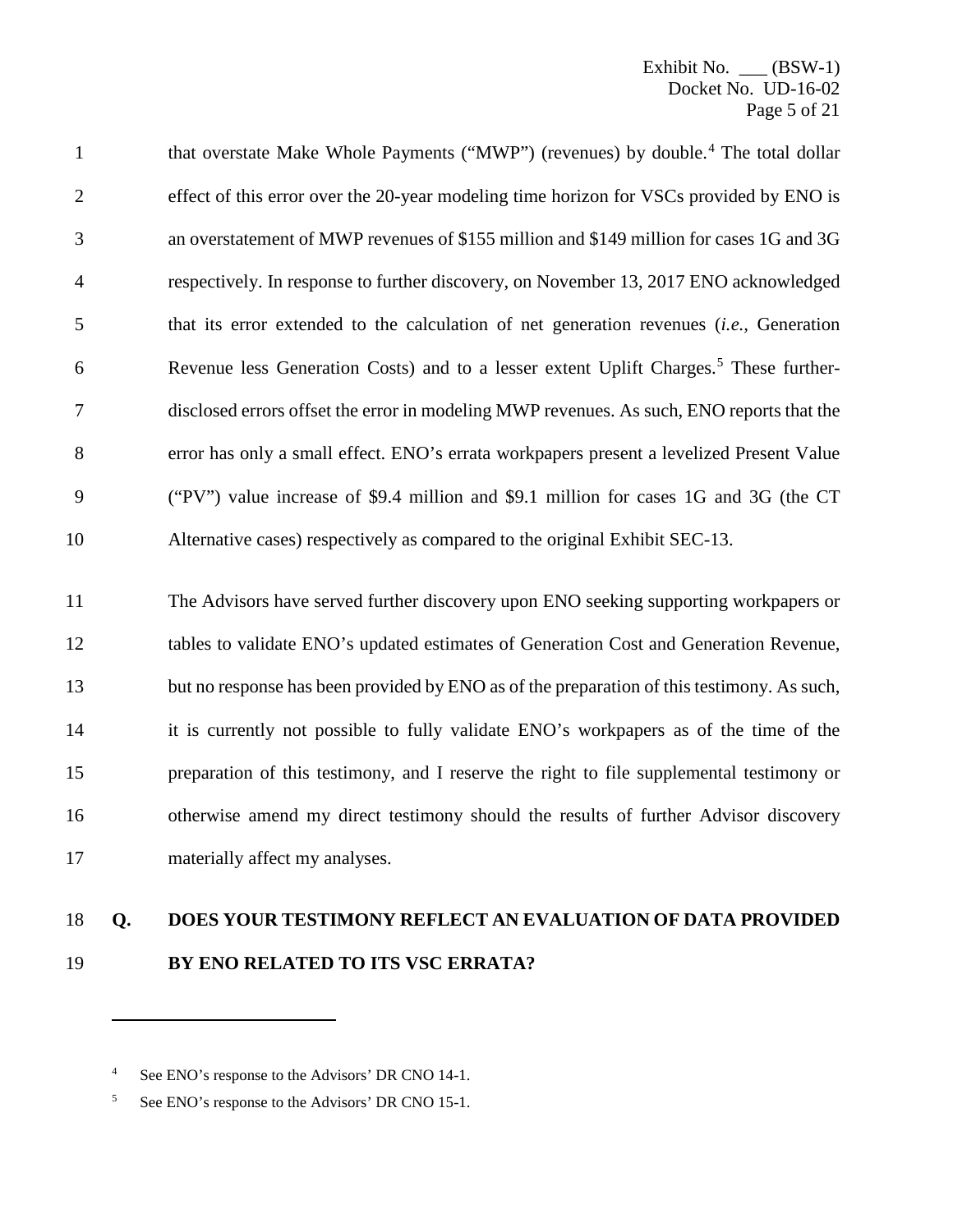that overstate Make Whole Payments ("MWP") (revenues) by double.[4] The total dollar effect of this error over the 20-year modeling time horizon for VSCs provided by ENO is an overstatement of MWP revenues of $155 million and $149 million for cases 1G and 3G respectively. In response to further discovery, on November 13, 2017 ENO acknowledged that its error extended to the calculation of net generation revenues (*i.e.,* Generation Revenue less Generation Costs) and to a lesser extent Uplift Charges.[5] These further-disclosed errors offset the error in modeling MWP revenues. As such, ENO reports that the error has only a small effect. ENO's errata workpapers present a levelized Present Value ("PV") value increase of $9.4 million and $9.1 million for cases 1G and 3G (the CT Alternative cases) respectively as compared to the original Exhibit SEC-13.

The Advisors have served further discovery upon ENO seeking supporting workpapers or tables to validate ENO's updated estimates of Generation Cost and Generation Revenue, but no response has been provided by ENO as of the preparation of this testimony. As such, it is currently not possible to fully validate ENO's workpapers as of the time of the preparation of this testimony, and I reserve the right to file supplemental testimony or otherwise amend my direct testimony should the results of further Advisor discovery materially affect my analyses.

**Q. DOES YOUR TESTIMONY REFLECT AN EVALUATION OF DATA PROVIDED BY ENO RELATED TO ITS VSC ERRATA?**

---

[4] See ENO's response to the Advisors' DR CNO 14-1.

[5] See ENO's response to the Advisors' DR CNO 15-1.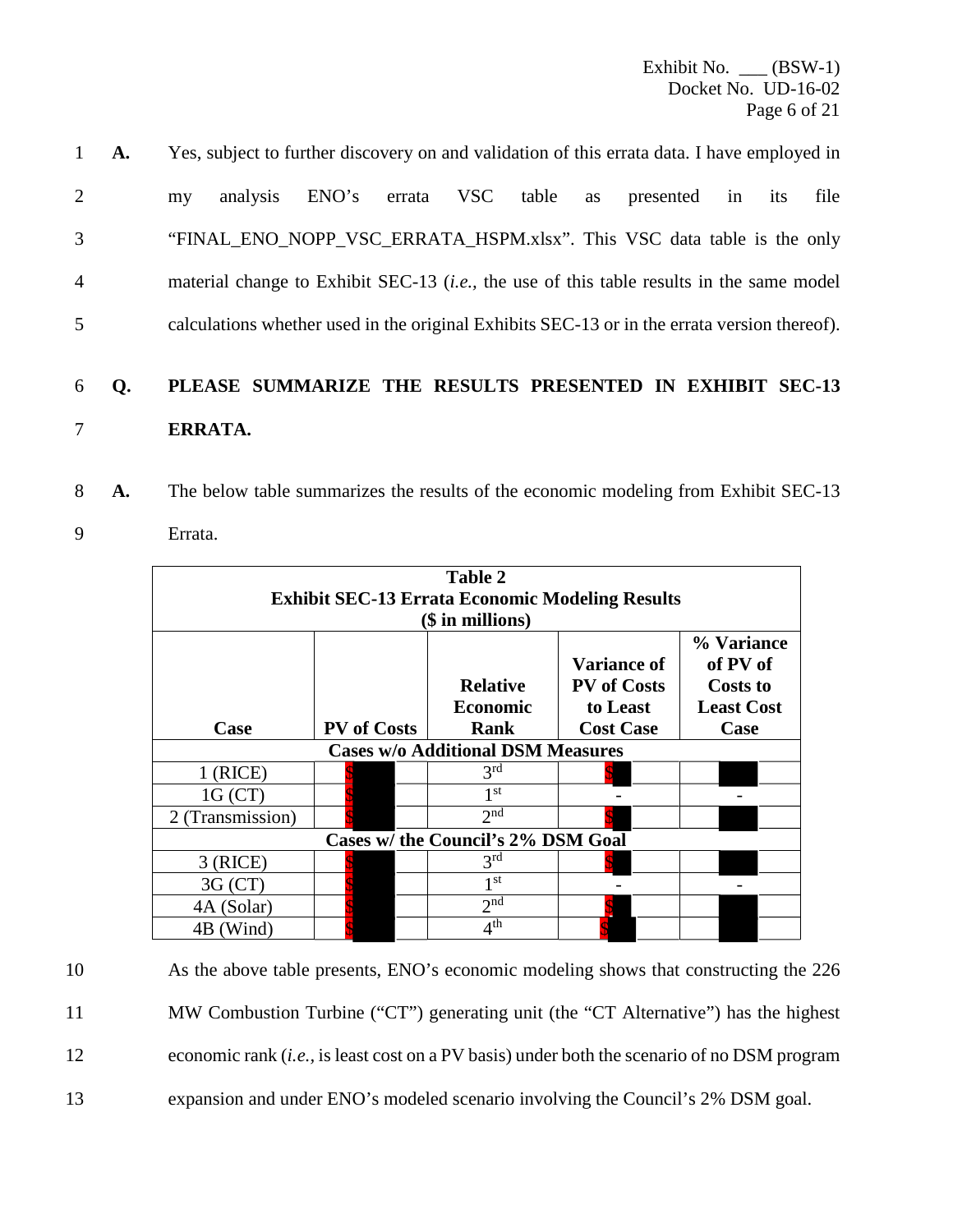**A.** Yes, subject to further discovery on and validation of this errata data. I have employed in my analysis ENO's errata VSC table as presented in its file "FINAL_ENO_NOPP_VSC_ERRATA_HSPM.xlsx". This VSC data table is the only material change to Exhibit SEC-13 (*i.e.,* the use of this table results in the same model calculations whether used in the original Exhibits SEC-13 or in the errata version thereof).

**Q. PLEASE SUMMARIZE THE RESULTS PRESENTED IN EXHIBIT SEC-13 ERRATA.**

**A.** The below table summarizes the results of the economic modeling from Exhibit SEC-13 Errata.

**Table 2**
**Exhibit SEC-13 Errata Economic Modeling Results**
**($ in millions)**

| Case | PV of Costs | Relative Economic Rank | Variance of PV of Costs to Least Cost Case | % Variance of PV of Costs to Least Cost Case |
|---|---|---|---|---|
| **Cases w/o Additional DSM Measures** | | | | |
| 1 (RICE) | $ | 3rd | $ | |
| 1G (CT) | $ | 1st | - | - |
| 2 (Transmission) | $ | 2nd | $ | |
| **Cases w/ the Council's 2% DSM Goal** | | | | |
| 3 (RICE) | $ | 3rd | $ | |
| 3G (CT) | $ | 1st | - | - |
| 4A (Solar) | $ | 2nd | $ | |
| 4B (Wind) | $ | 4th | $ | |

As the above table presents, ENO's economic modeling shows that constructing the 226 MW Combustion Turbine ("CT") generating unit (the "CT Alternative") has the highest economic rank (*i.e.,* is least cost on a PV basis) under both the scenario of no DSM program expansion and under ENO's modeled scenario involving the Council's 2% DSM goal.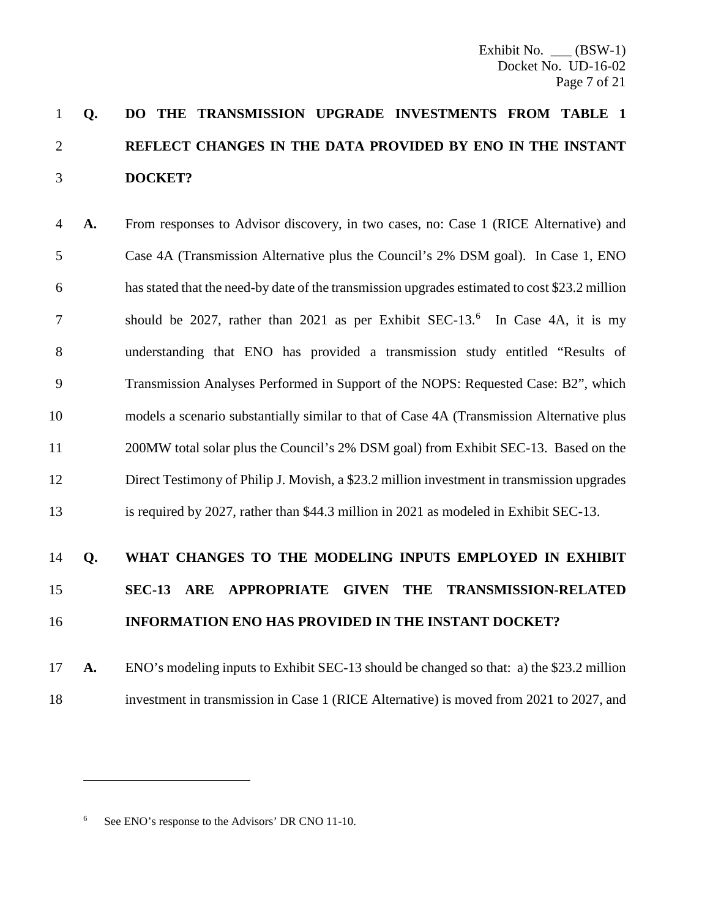**Q. DO THE TRANSMISSION UPGRADE INVESTMENTS FROM TABLE 1 REFLECT CHANGES IN THE DATA PROVIDED BY ENO IN THE INSTANT DOCKET?**

**A.** From responses to Advisor discovery, in two cases, no: Case 1 (RICE Alternative) and Case 4A (Transmission Alternative plus the Council's 2% DSM goal). In Case 1, ENO has stated that the need-by date of the transmission upgrades estimated to cost $23.2 million should be 2027, rather than 2021 as per Exhibit SEC-13.[6] In Case 4A, it is my understanding that ENO has provided a transmission study entitled "Results of Transmission Analyses Performed in Support of the NOPS: Requested Case: B2", which models a scenario substantially similar to that of Case 4A (Transmission Alternative plus 200MW total solar plus the Council's 2% DSM goal) from Exhibit SEC-13. Based on the Direct Testimony of Philip J. Movish, a $23.2 million investment in transmission upgrades is required by 2027, rather than $44.3 million in 2021 as modeled in Exhibit SEC-13.

**Q. WHAT CHANGES TO THE MODELING INPUTS EMPLOYED IN EXHIBIT SEC-13 ARE APPROPRIATE GIVEN THE TRANSMISSION-RELATED INFORMATION ENO HAS PROVIDED IN THE INSTANT DOCKET?**

**A.** ENO's modeling inputs to Exhibit SEC-13 should be changed so that: a) the $23.2 million investment in transmission in Case 1 (RICE Alternative) is moved from 2021 to 2027, and

---

[6] See ENO's response to the Advisors' DR CNO 11-10.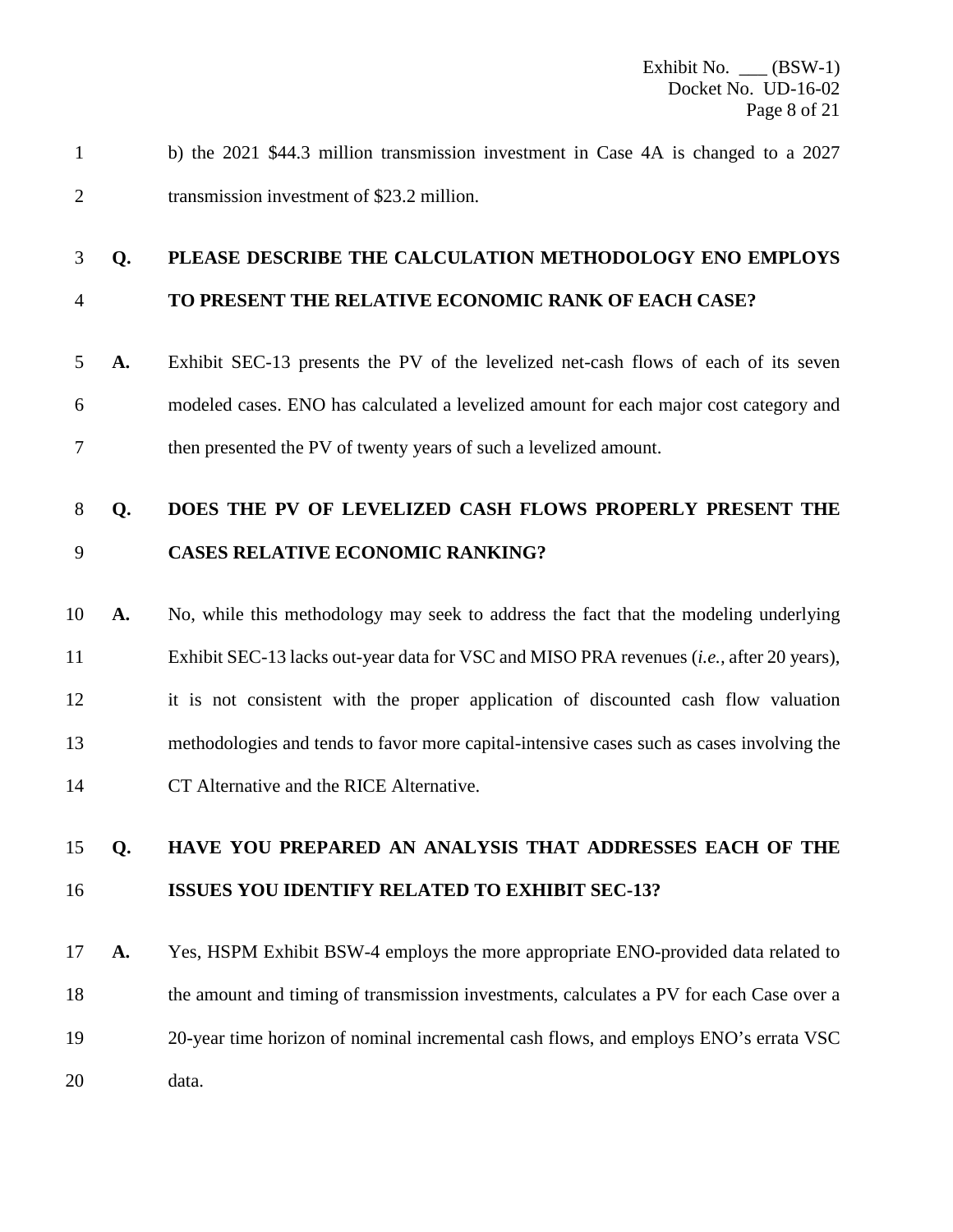b) the 2021 $44.3 million transmission investment in Case 4A is changed to a 2027 transmission investment of $23.2 million.

**Q. PLEASE DESCRIBE THE CALCULATION METHODOLOGY ENO EMPLOYS TO PRESENT THE RELATIVE ECONOMIC RANK OF EACH CASE?**

**A.** Exhibit SEC-13 presents the PV of the levelized net-cash flows of each of its seven modeled cases. ENO has calculated a levelized amount for each major cost category and then presented the PV of twenty years of such a levelized amount.

**Q. DOES THE PV OF LEVELIZED CASH FLOWS PROPERLY PRESENT THE CASES RELATIVE ECONOMIC RANKING?**

**A.** No, while this methodology may seek to address the fact that the modeling underlying Exhibit SEC-13 lacks out-year data for VSC and MISO PRA revenues (*i.e.,* after 20 years), it is not consistent with the proper application of discounted cash flow valuation methodologies and tends to favor more capital-intensive cases such as cases involving the CT Alternative and the RICE Alternative.

**Q. HAVE YOU PREPARED AN ANALYSIS THAT ADDRESSES EACH OF THE ISSUES YOU IDENTIFY RELATED TO EXHIBIT SEC-13?**

**A.** Yes, HSPM Exhibit BSW-4 employs the more appropriate ENO-provided data related to the amount and timing of transmission investments, calculates a PV for each Case over a 20-year time horizon of nominal incremental cash flows, and employs ENO's errata VSC data.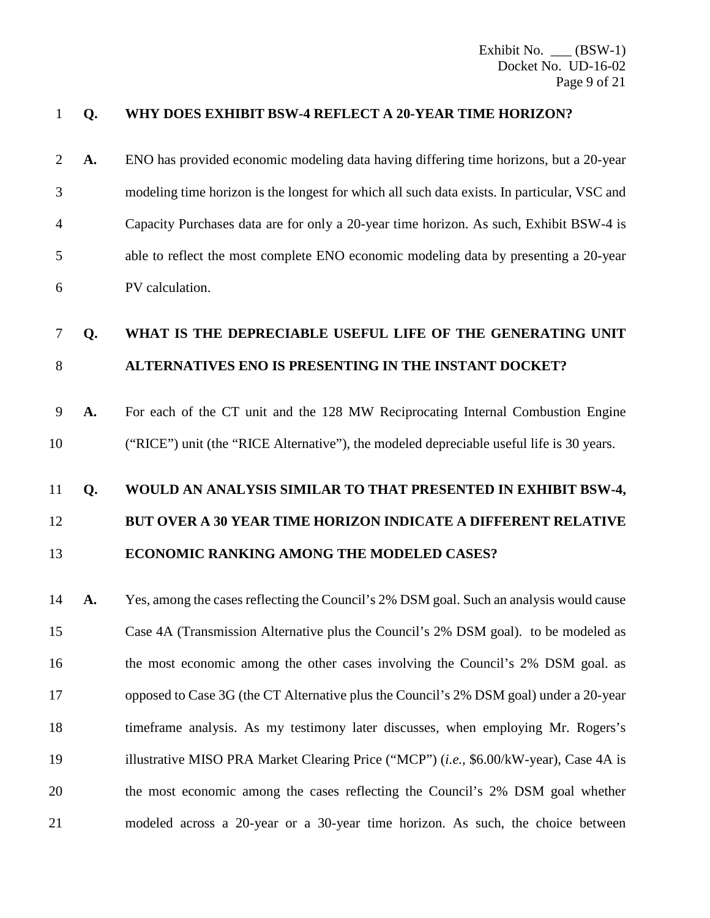**Q. WHY DOES EXHIBIT BSW-4 REFLECT A 20-YEAR TIME HORIZON?**

**A.** ENO has provided economic modeling data having differing time horizons, but a 20-year modeling time horizon is the longest for which all such data exists. In particular, VSC and Capacity Purchases data are for only a 20-year time horizon. As such, Exhibit BSW-4 is able to reflect the most complete ENO economic modeling data by presenting a 20-year PV calculation.

**Q. WHAT IS THE DEPRECIABLE USEFUL LIFE OF THE GENERATING UNIT ALTERNATIVES ENO IS PRESENTING IN THE INSTANT DOCKET?**

**A.** For each of the CT unit and the 128 MW Reciprocating Internal Combustion Engine ("RICE") unit (the "RICE Alternative"), the modeled depreciable useful life is 30 years.

**Q. WOULD AN ANALYSIS SIMILAR TO THAT PRESENTED IN EXHIBIT BSW-4, BUT OVER A 30 YEAR TIME HORIZON INDICATE A DIFFERENT RELATIVE ECONOMIC RANKING AMONG THE MODELED CASES?**

**A.** Yes, among the cases reflecting the Council's 2% DSM goal. Such an analysis would cause Case 4A (Transmission Alternative plus the Council's 2% DSM goal). to be modeled as the most economic among the other cases involving the Council's 2% DSM goal. as opposed to Case 3G (the CT Alternative plus the Council's 2% DSM goal) under a 20-year timeframe analysis. As my testimony later discusses, when employing Mr. Rogers's illustrative MISO PRA Market Clearing Price ("MCP") (*i.e.,* \$6.00/kW-year), Case 4A is the most economic among the cases reflecting the Council's 2% DSM goal whether modeled across a 20-year or a 30-year time horizon. As such, the choice between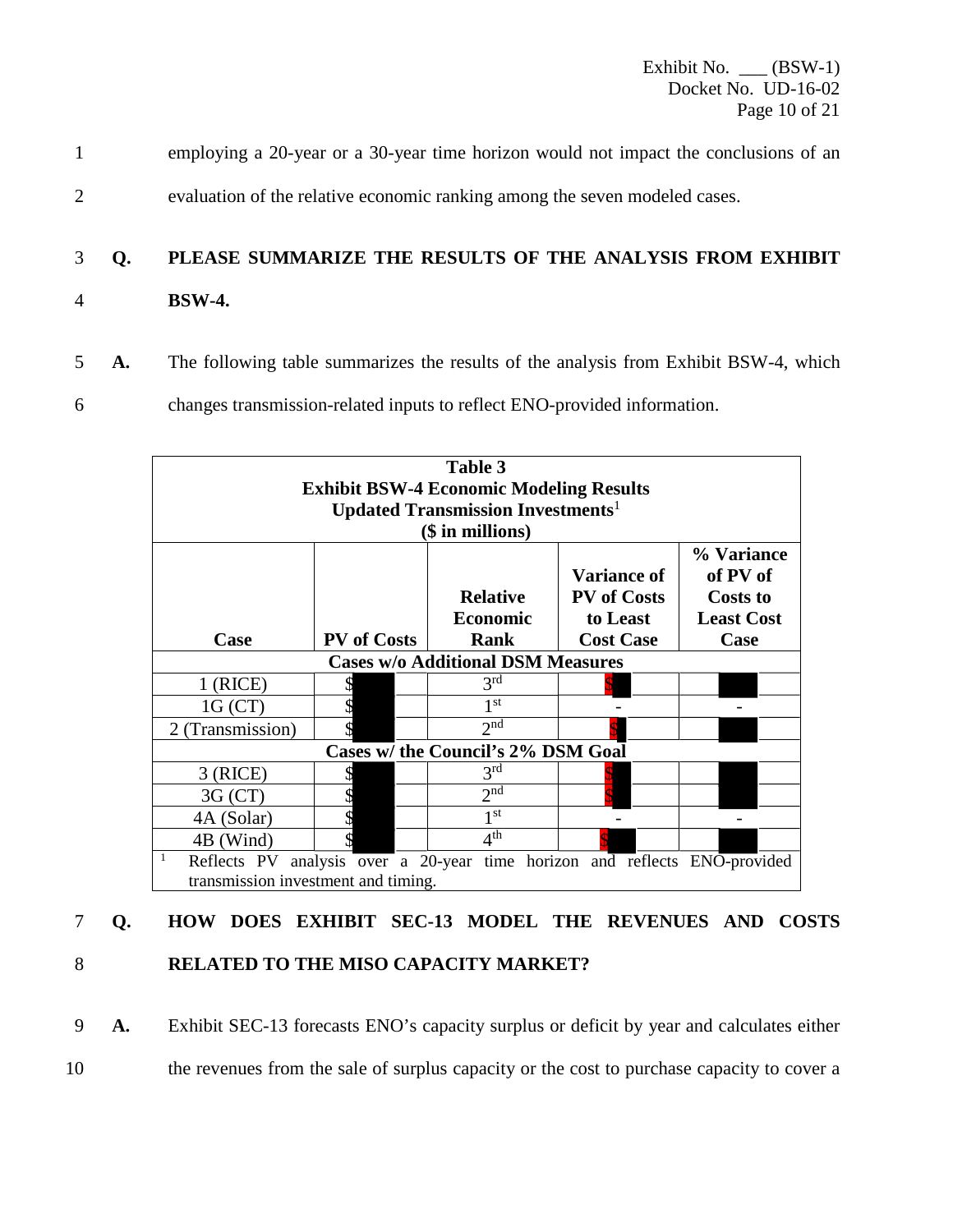1 employing a 20-year or a 30-year time horizon would not impact the conclusions of an

2 evaluation of the relative economic ranking among the seven modeled cases.

3 **Q. PLEASE SUMMARIZE THE RESULTS OF THE ANALYSIS FROM EXHIBIT**

4 **BSW-4.**

5 **A.** The following table summarizes the results of the analysis from Exhibit BSW-4, which

6 changes transmission-related inputs to reflect ENO-provided information.

**Table 3**
**Exhibit BSW-4 Economic Modeling Results**
**Updated Transmission Investments**[1]
**($ in millions)**

| Case | PV of Costs | Relative Economic Rank | Variance of PV of Costs to Least Cost Case | % Variance of PV of Costs to Least Cost Case |
|---|---|---|---|---|
| **Cases w/o Additional DSM Measures** | | | | |
| 1 (RICE) | $ | 3rd | $ | |
| 1G (CT) | $ | 1st | - | - |
| 2 (Transmission) | $ | 2nd | $ | |
| **Cases w/ the Council's 2% DSM Goal** | | | | |
| 3 (RICE) | $ | 3rd | $ | |
| 3G (CT) | $ | 2nd | $ | |
| 4A (Solar) | $ | 1st | - | - |
| 4B (Wind) | $ | 4th | $ | |

[1] Reflects PV analysis over a 20-year time horizon and reflects ENO-provided transmission investment and timing.

7 **Q. HOW DOES EXHIBIT SEC-13 MODEL THE REVENUES AND COSTS**

8 **RELATED TO THE MISO CAPACITY MARKET?**

9 **A.** Exhibit SEC-13 forecasts ENO's capacity surplus or deficit by year and calculates either

10 the revenues from the sale of surplus capacity or the cost to purchase capacity to cover a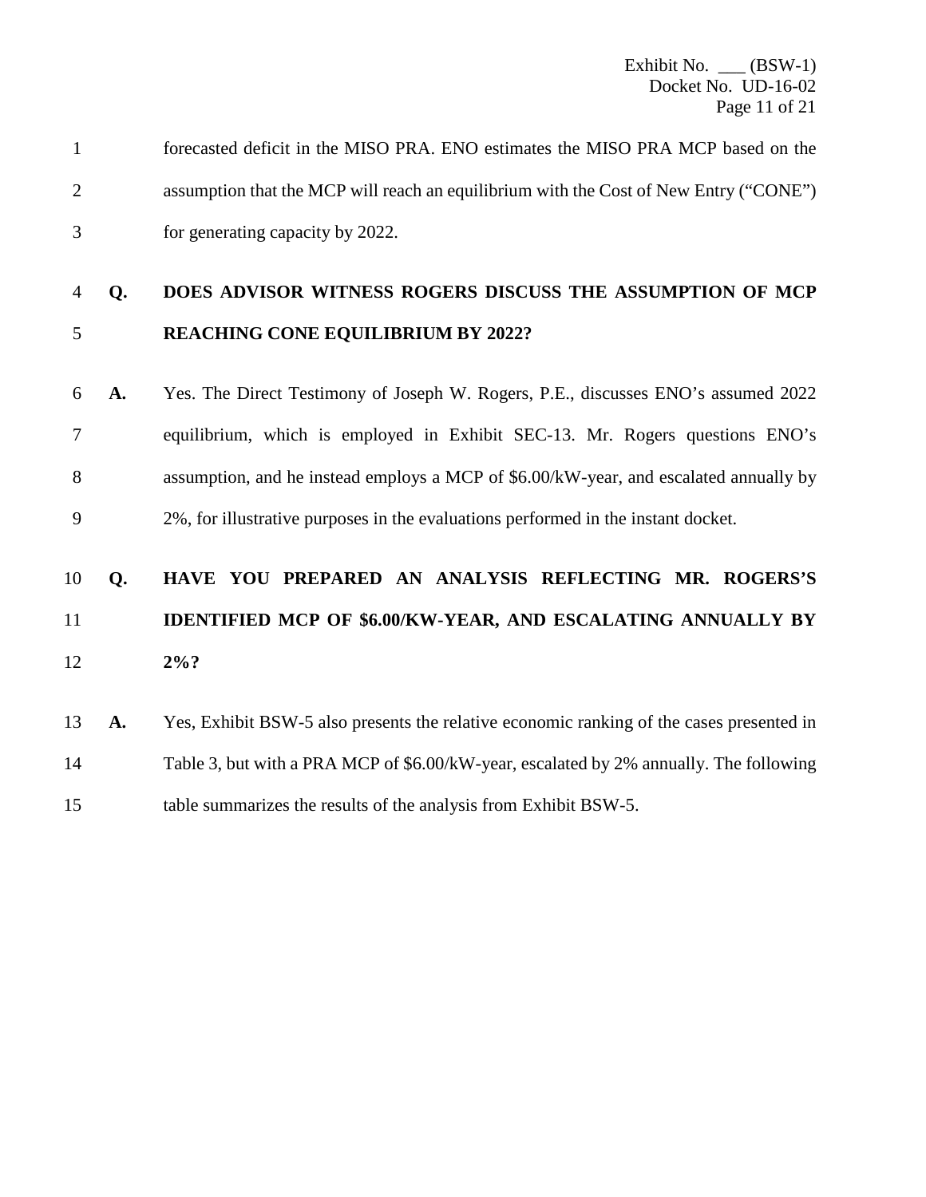forecasted deficit in the MISO PRA. ENO estimates the MISO PRA MCP based on the assumption that the MCP will reach an equilibrium with the Cost of New Entry ("CONE") for generating capacity by 2022.

**Q. DOES ADVISOR WITNESS ROGERS DISCUSS THE ASSUMPTION OF MCP REACHING CONE EQUILIBRIUM BY 2022?**

**A.** Yes. The Direct Testimony of Joseph W. Rogers, P.E., discusses ENO's assumed 2022 equilibrium, which is employed in Exhibit SEC-13. Mr. Rogers questions ENO's assumption, and he instead employs a MCP of $6.00/kW-year, and escalated annually by 2%, for illustrative purposes in the evaluations performed in the instant docket.

**Q. HAVE YOU PREPARED AN ANALYSIS REFLECTING MR. ROGERS'S IDENTIFIED MCP OF $6.00/KW-YEAR, AND ESCALATING ANNUALLY BY 2%?**

**A.** Yes, Exhibit BSW-5 also presents the relative economic ranking of the cases presented in Table 3, but with a PRA MCP of $6.00/kW-year, escalated by 2% annually. The following table summarizes the results of the analysis from Exhibit BSW-5.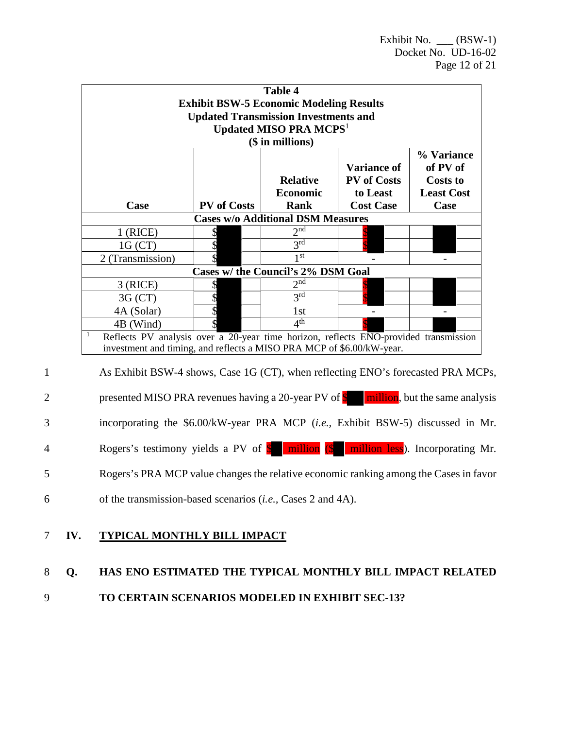| Table 4 Exhibit BSW-5 Economic Modeling Results Updated Transmission Investments and Updated MISO PRA MCPS[1] ($ in millions) | | | | |
|---|---|---|---|---|
| Case | PV of Costs | Relative Economic Rank | Variance of PV of Costs to Least Cost Case | % Variance of PV of Costs to Least Cost Case |
| Cases w/o Additional DSM Measures | | | | |
| 1 (RICE) | $ | 2nd | $ | |
| 1G (CT) | $ | 3rd | $ | |
| 2 (Transmission) | $ | 1st | - | - |
| Cases w/ the Council's 2% DSM Goal | | | | |
| 3 (RICE) | $ | 2nd | $ | |
| 3G (CT) | $ | 3rd | $ | |
| 4A (Solar) | $ | 1st | - | - |
| 4B (Wind) | $ | 4th | $ | |

[1] Reflects PV analysis over a 20-year time horizon, reflects ENO-provided transmission investment and timing, and reflects a MISO PRA MCP of $6.00/kW-year.

As Exhibit BSW-4 shows, Case 1G (CT), when reflecting ENO's forecasted PRA MCPs, presented MISO PRA revenues having a 20-year PV of $ million, but the same analysis incorporating the $6.00/kW-year PRA MCP (*i.e.*, Exhibit BSW-5) discussed in Mr. Rogers's testimony yields a PV of $ million ($ million less). Incorporating Mr. Rogers's PRA MCP value changes the relative economic ranking among the Cases in favor of the transmission-based scenarios (*i.e.*, Cases 2 and 4A).

## IV. TYPICAL MONTHLY BILL IMPACT

**Q. HAS ENO ESTIMATED THE TYPICAL MONTHLY BILL IMPACT RELATED TO CERTAIN SCENARIOS MODELED IN EXHIBIT SEC-13?**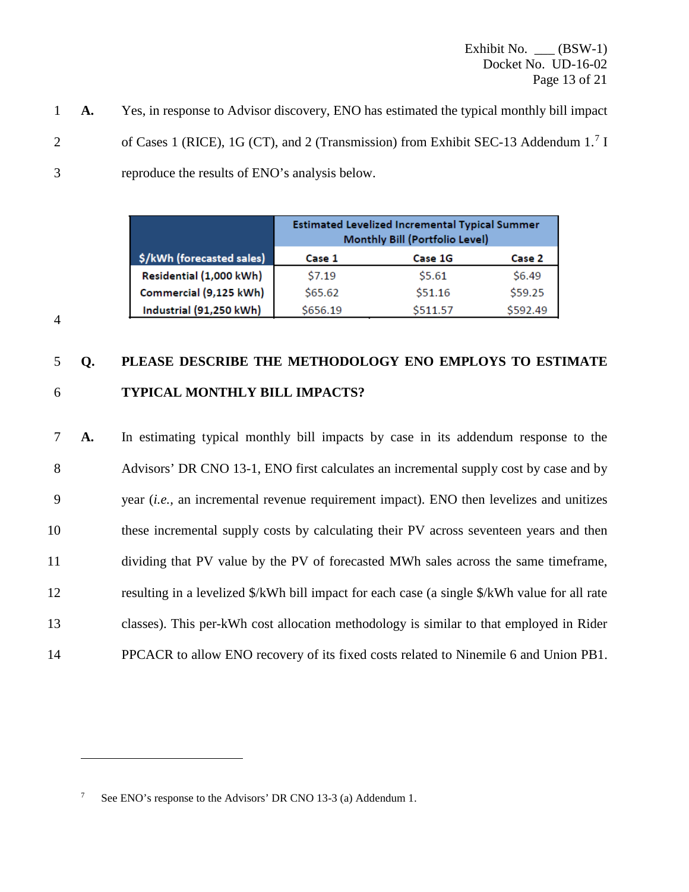**A.** Yes, in response to Advisor discovery, ENO has estimated the typical monthly bill impact of Cases 1 (RICE), 1G (CT), and 2 (Transmission) from Exhibit SEC-13 Addendum 1.[7] I reproduce the results of ENO's analysis below.

| | Estimated Levelized Incremental Typical Summer Monthly Bill (Portfolio Level) | | |
|---|---|---|---|
| **$/kWh (forecasted sales)** | **Case 1** | **Case 1G** | **Case 2** |
| **Residential (1,000 kWh)** | $7.19 | $5.61 | $6.49 |
| **Commercial (9,125 kWh)** | $65.62 | $51.16 | $59.25 |
| **Industrial (91,250 kWh)** | $656.19 | $511.57 | $592.49 |

**Q. PLEASE DESCRIBE THE METHODOLOGY ENO EMPLOYS TO ESTIMATE TYPICAL MONTHLY BILL IMPACTS?**

**A.** In estimating typical monthly bill impacts by case in its addendum response to the Advisors' DR CNO 13-1, ENO first calculates an incremental supply cost by case and by year (*i.e.*, an incremental revenue requirement impact). ENO then levelizes and unitizes these incremental supply costs by calculating their PV across seventeen years and then dividing that PV value by the PV of forecasted MWh sales across the same timeframe, resulting in a levelized $/kWh bill impact for each case (a single $/kWh value for all rate classes). This per-kWh cost allocation methodology is similar to that employed in Rider PPCACR to allow ENO recovery of its fixed costs related to Ninemile 6 and Union PB1.

---

[7] See ENO's response to the Advisors' DR CNO 13-3 (a) Addendum 1.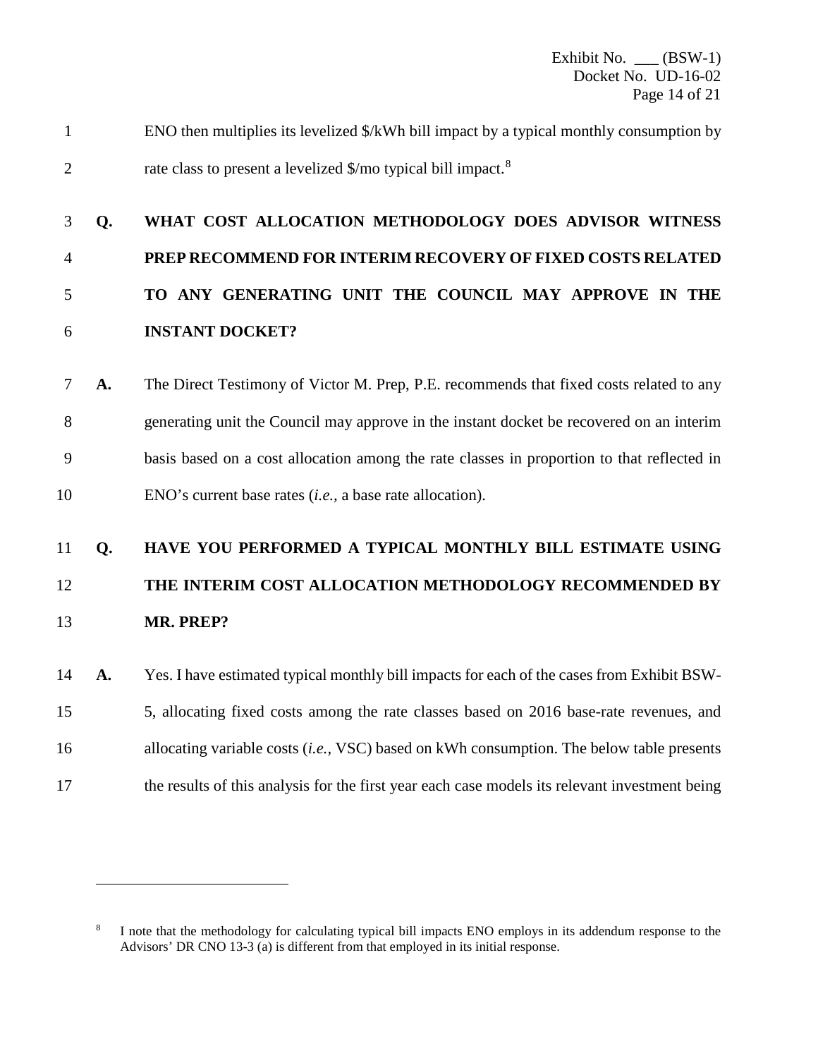ENO then multiplies its levelized $/kWh bill impact by a typical monthly consumption by rate class to present a levelized $/mo typical bill impact.[8]

**Q. WHAT COST ALLOCATION METHODOLOGY DOES ADVISOR WITNESS PREP RECOMMEND FOR INTERIM RECOVERY OF FIXED COSTS RELATED TO ANY GENERATING UNIT THE COUNCIL MAY APPROVE IN THE INSTANT DOCKET?**

**A.** The Direct Testimony of Victor M. Prep, P.E. recommends that fixed costs related to any generating unit the Council may approve in the instant docket be recovered on an interim basis based on a cost allocation among the rate classes in proportion to that reflected in ENO's current base rates (*i.e.*, a base rate allocation).

**Q. HAVE YOU PERFORMED A TYPICAL MONTHLY BILL ESTIMATE USING THE INTERIM COST ALLOCATION METHODOLOGY RECOMMENDED BY MR. PREP?**

**A.** Yes. I have estimated typical monthly bill impacts for each of the cases from Exhibit BSW-5, allocating fixed costs among the rate classes based on 2016 base-rate revenues, and allocating variable costs (*i.e.*, VSC) based on kWh consumption. The below table presents the results of this analysis for the first year each case models its relevant investment being

---

[8] I note that the methodology for calculating typical bill impacts ENO employs in its addendum response to the Advisors' DR CNO 13-3 (a) is different from that employed in its initial response.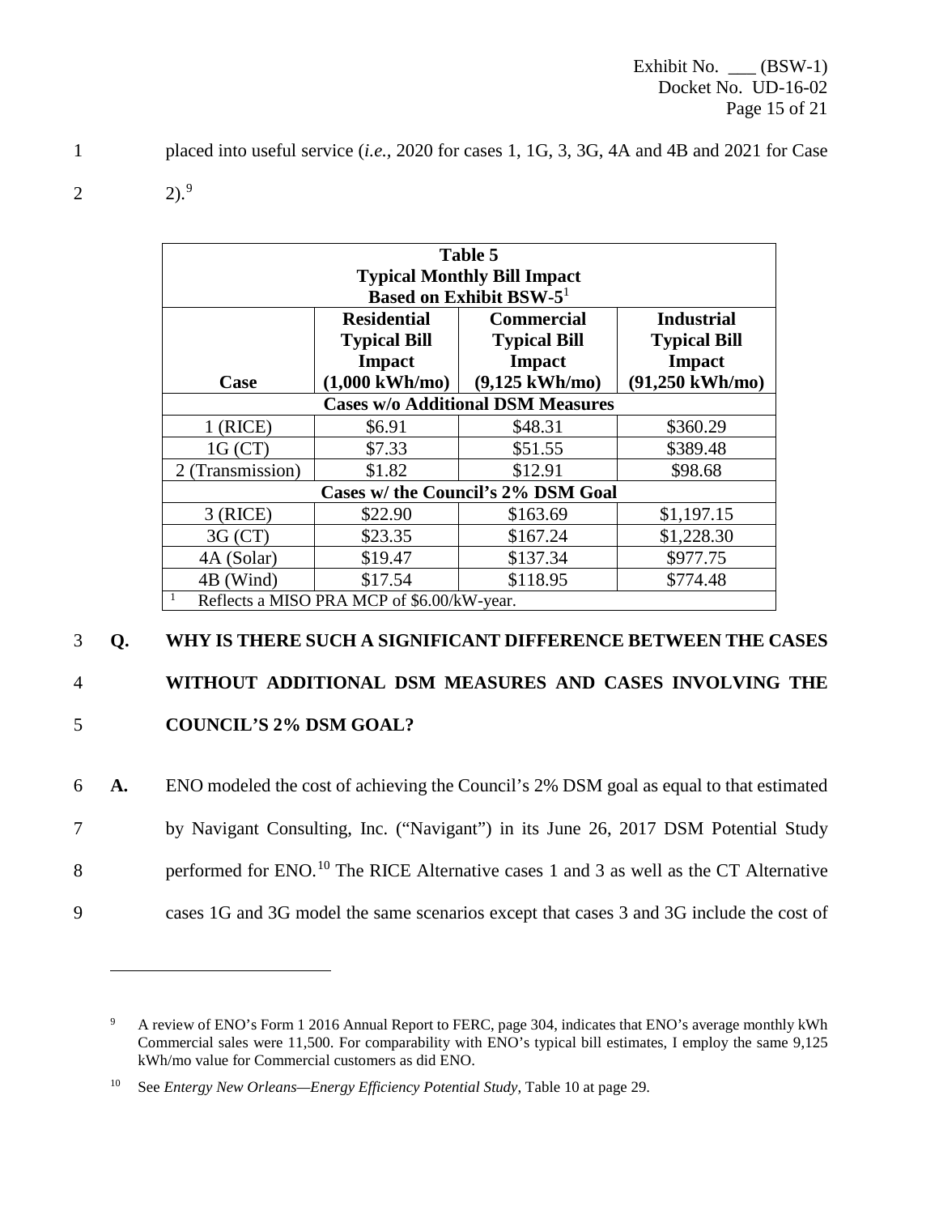placed into useful service (*i.e.*, 2020 for cases 1, 1G, 3, 3G, 4A and 4B and 2021 for Case 2).[9]

| Table 5<br>Typical Monthly Bill Impact<br>Based on Exhibit BSW-5[1] | | | |
|---|---|---|---|
| **Case** | **Residential Typical Bill Impact (1,000 kWh/mo)** | **Commercial Typical Bill Impact (9,125 kWh/mo)** | **Industrial Typical Bill Impact (91,250 kWh/mo)** |
| **Cases w/o Additional DSM Measures** | | | |
| 1 (RICE) | \$6.91 | \$48.31 | \$360.29 |
| 1G (CT) | \$7.33 | \$51.55 | \$389.48 |
| 2 (Transmission) | \$1.82 | \$12.91 | \$98.68 |
| **Cases w/ the Council's 2% DSM Goal** | | | |
| 3 (RICE) | \$22.90 | \$163.69 | \$1,197.15 |
| 3G (CT) | \$23.35 | \$167.24 | \$1,228.30 |
| 4A (Solar) | \$19.47 | \$137.34 | \$977.75 |
| 4B (Wind) | \$17.54 | \$118.95 | \$774.48 |

[1] Reflects a MISO PRA MCP of \$6.00/kW-year.

**Q. WHY IS THERE SUCH A SIGNIFICANT DIFFERENCE BETWEEN THE CASES WITHOUT ADDITIONAL DSM MEASURES AND CASES INVOLVING THE COUNCIL'S 2% DSM GOAL?**

**A.** ENO modeled the cost of achieving the Council's 2% DSM goal as equal to that estimated by Navigant Consulting, Inc. ("Navigant") in its June 26, 2017 DSM Potential Study performed for ENO.[10] The RICE Alternative cases 1 and 3 as well as the CT Alternative cases 1G and 3G model the same scenarios except that cases 3 and 3G include the cost of

---

[9] A review of ENO's Form 1 2016 Annual Report to FERC, page 304, indicates that ENO's average monthly kWh Commercial sales were 11,500. For comparability with ENO's typical bill estimates, I employ the same 9,125 kWh/mo value for Commercial customers as did ENO.

[10] See *Entergy New Orleans—Energy Efficiency Potential Study*, Table 10 at page 29.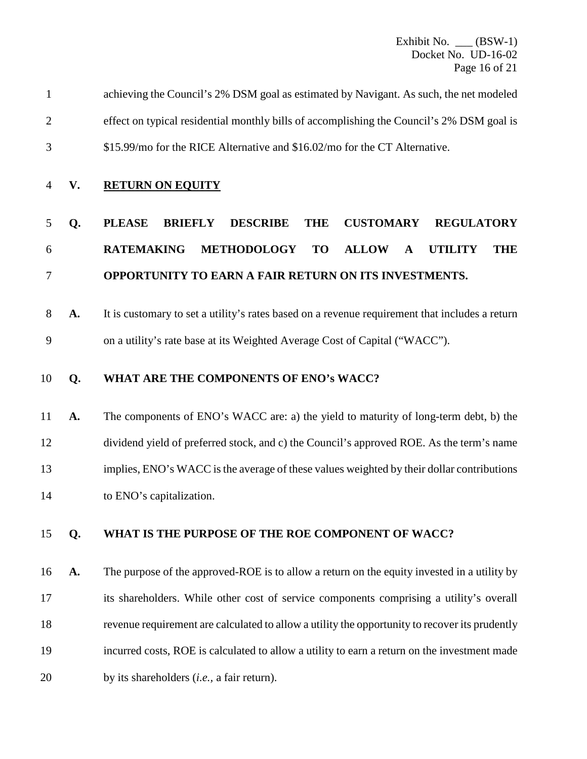achieving the Council's 2% DSM goal as estimated by Navigant. As such, the net modeled effect on typical residential monthly bills of accomplishing the Council's 2% DSM goal is \$15.99/mo for the RICE Alternative and \$16.02/mo for the CT Alternative.

## V. RETURN ON EQUITY

**Q. PLEASE BRIEFLY DESCRIBE THE CUSTOMARY REGULATORY RATEMAKING METHODOLOGY TO ALLOW A UTILITY THE OPPORTUNITY TO EARN A FAIR RETURN ON ITS INVESTMENTS.**

**A.** It is customary to set a utility's rates based on a revenue requirement that includes a return on a utility's rate base at its Weighted Average Cost of Capital ("WACC").

**Q. WHAT ARE THE COMPONENTS OF ENO's WACC?**

**A.** The components of ENO's WACC are: a) the yield to maturity of long-term debt, b) the dividend yield of preferred stock, and c) the Council's approved ROE. As the term's name implies, ENO's WACC is the average of these values weighted by their dollar contributions to ENO's capitalization.

**Q. WHAT IS THE PURPOSE OF THE ROE COMPONENT OF WACC?**

**A.** The purpose of the approved-ROE is to allow a return on the equity invested in a utility by its shareholders. While other cost of service components comprising a utility's overall revenue requirement are calculated to allow a utility the opportunity to recover its prudently incurred costs, ROE is calculated to allow a utility to earn a return on the investment made by its shareholders (*i.e.*, a fair return).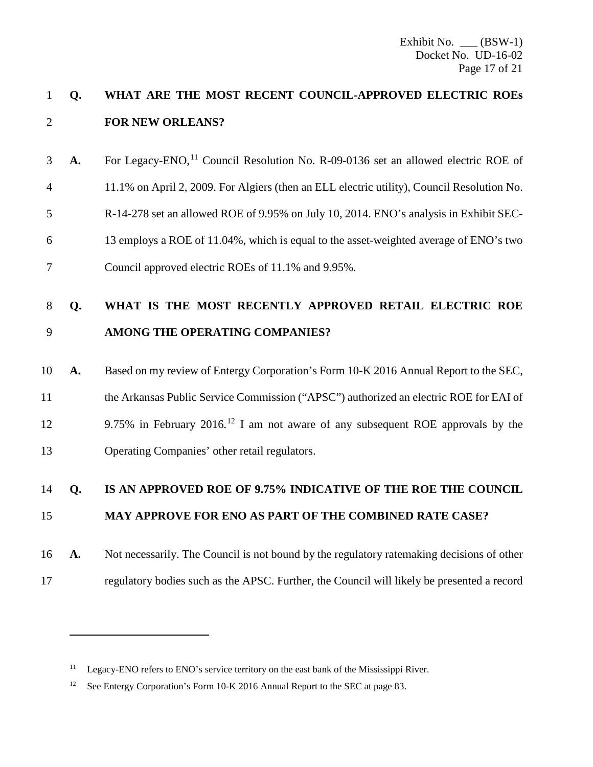**Q. WHAT ARE THE MOST RECENT COUNCIL-APPROVED ELECTRIC ROEs FOR NEW ORLEANS?**

A. For Legacy-ENO,[11] Council Resolution No. R-09-0136 set an allowed electric ROE of 11.1% on April 2, 2009. For Algiers (then an ELL electric utility), Council Resolution No. R-14-278 set an allowed ROE of 9.95% on July 10, 2014. ENO's analysis in Exhibit SEC-13 employs a ROE of 11.04%, which is equal to the asset-weighted average of ENO's two Council approved electric ROEs of 11.1% and 9.95%.

**Q. WHAT IS THE MOST RECENTLY APPROVED RETAIL ELECTRIC ROE AMONG THE OPERATING COMPANIES?**

A. Based on my review of Entergy Corporation's Form 10-K 2016 Annual Report to the SEC, the Arkansas Public Service Commission ("APSC") authorized an electric ROE for EAI of 9.75% in February 2016.[12] I am not aware of any subsequent ROE approvals by the Operating Companies' other retail regulators.

**Q. IS AN APPROVED ROE OF 9.75% INDICATIVE OF THE ROE THE COUNCIL MAY APPROVE FOR ENO AS PART OF THE COMBINED RATE CASE?**

A. Not necessarily. The Council is not bound by the regulatory ratemaking decisions of other regulatory bodies such as the APSC. Further, the Council will likely be presented a record

---

[11] Legacy-ENO refers to ENO's service territory on the east bank of the Mississippi River.

[12] See Entergy Corporation's Form 10-K 2016 Annual Report to the SEC at page 83.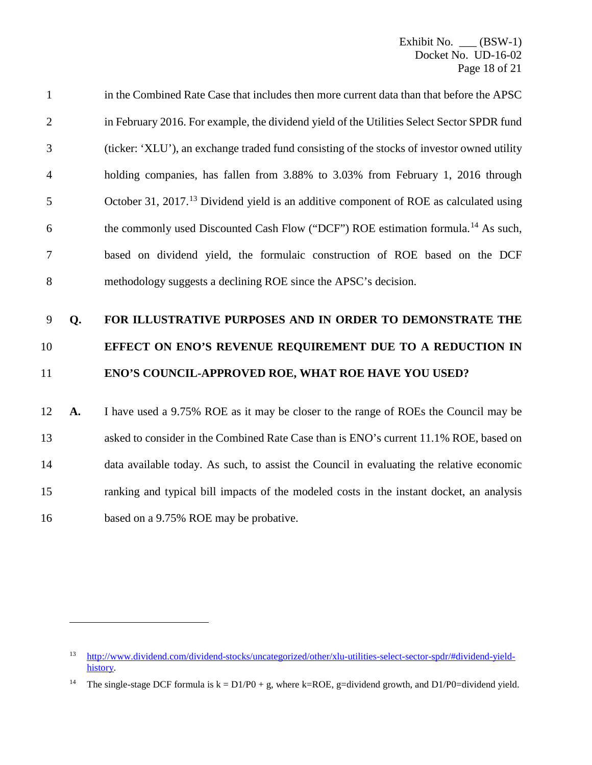in the Combined Rate Case that includes then more current data than that before the APSC in February 2016. For example, the dividend yield of the Utilities Select Sector SPDR fund (ticker: 'XLU'), an exchange traded fund consisting of the stocks of investor owned utility holding companies, has fallen from 3.88% to 3.03% from February 1, 2016 through October 31, 2017.[13] Dividend yield is an additive component of ROE as calculated using the commonly used Discounted Cash Flow ("DCF") ROE estimation formula.[14] As such, based on dividend yield, the formulaic construction of ROE based on the DCF methodology suggests a declining ROE since the APSC's decision.

**Q. FOR ILLUSTRATIVE PURPOSES AND IN ORDER TO DEMONSTRATE THE EFFECT ON ENO'S REVENUE REQUIREMENT DUE TO A REDUCTION IN ENO'S COUNCIL-APPROVED ROE, WHAT ROE HAVE YOU USED?**

**A.** I have used a 9.75% ROE as it may be closer to the range of ROEs the Council may be asked to consider in the Combined Rate Case than is ENO's current 11.1% ROE, based on data available today. As such, to assist the Council in evaluating the relative economic ranking and typical bill impacts of the modeled costs in the instant docket, an analysis based on a 9.75% ROE may be probative.

---

[13] http://www.dividend.com/dividend-stocks/uncategorized/other/xlu-utilities-select-sector-spdr/#dividend-yield-history.

[14] The single-stage DCF formula is $k = D1/P0 + g$, where k=ROE, g=dividend growth, and D1/P0=dividend yield.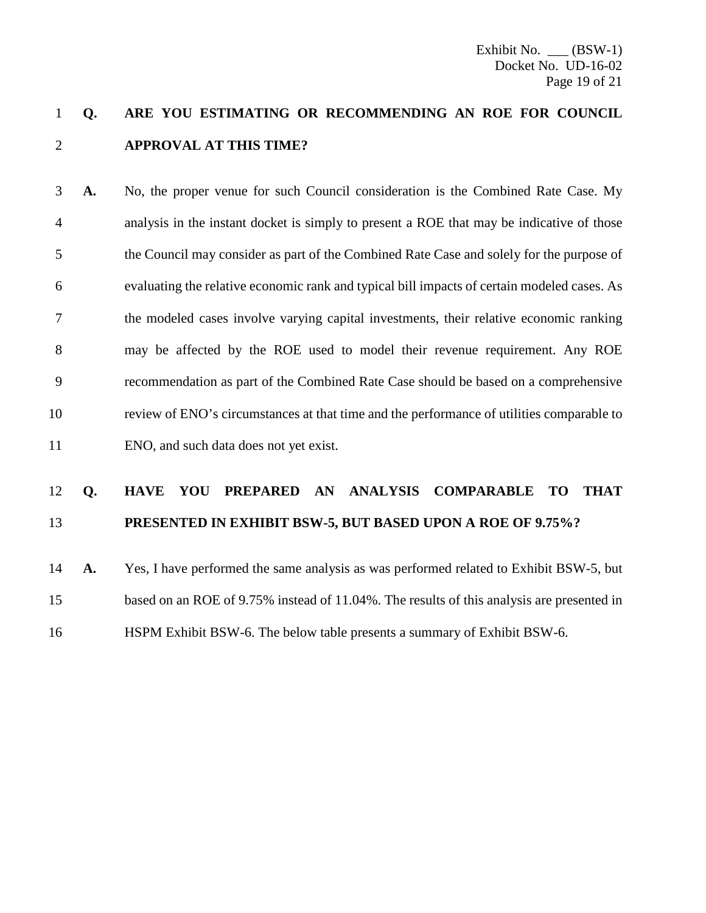**Q. ARE YOU ESTIMATING OR RECOMMENDING AN ROE FOR COUNCIL APPROVAL AT THIS TIME?**

**A.** No, the proper venue for such Council consideration is the Combined Rate Case. My analysis in the instant docket is simply to present a ROE that may be indicative of those the Council may consider as part of the Combined Rate Case and solely for the purpose of evaluating the relative economic rank and typical bill impacts of certain modeled cases. As the modeled cases involve varying capital investments, their relative economic ranking may be affected by the ROE used to model their revenue requirement. Any ROE recommendation as part of the Combined Rate Case should be based on a comprehensive review of ENO's circumstances at that time and the performance of utilities comparable to ENO, and such data does not yet exist.

**Q. HAVE YOU PREPARED AN ANALYSIS COMPARABLE TO THAT PRESENTED IN EXHIBIT BSW-5, BUT BASED UPON A ROE OF 9.75%?**

**A.** Yes, I have performed the same analysis as was performed related to Exhibit BSW-5, but based on an ROE of 9.75% instead of 11.04%. The results of this analysis are presented in HSPM Exhibit BSW-6. The below table presents a summary of Exhibit BSW-6.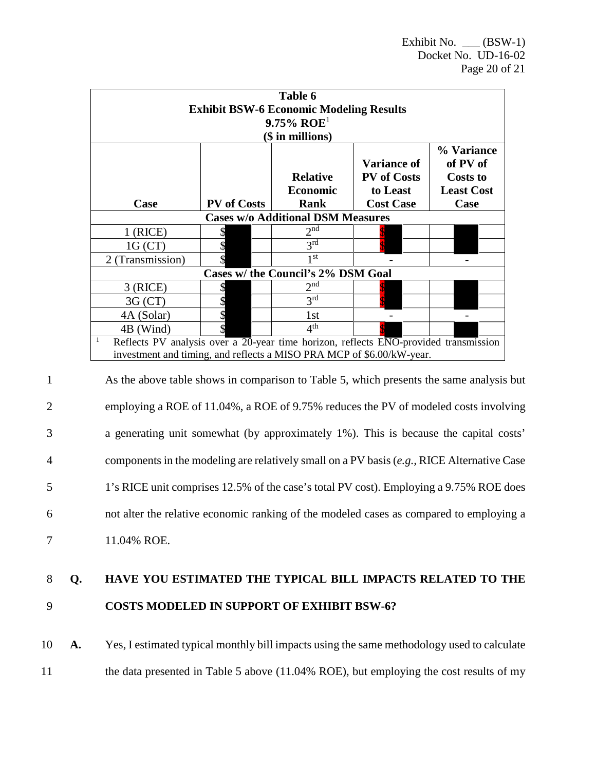| Table 6<br>Exhibit BSW-6 Economic Modeling Results<br>9.75% ROE[1]<br>($ in millions) | | | | |
|---|---|---|---|---|
| **Case** | **PV of Costs** | **Relative Economic Rank** | **Variance of PV of Costs to Least Cost Case** | **% Variance of PV of Costs to Least Cost Case** |
| **Cases w/o Additional DSM Measures** | | | | |
| 1 (RICE) | $ | 2nd | $ | |
| 1G (CT) | $ | 3rd | $ | |
| 2 (Transmission) | $ | 1st | - | - |
| **Cases w/ the Council's 2% DSM Goal** | | | | |
| 3 (RICE) | $ | 2nd | $ | |
| 3G (CT) | $ | 3rd | $ | |
| 4A (Solar) | $ | 1st | - | - |
| 4B (Wind) | $ | 4th | $ | |

[1] Reflects PV analysis over a 20-year time horizon, reflects ENO-provided transmission investment and timing, and reflects a MISO PRA MCP of $6.00/kW-year.

1 As the above table shows in comparison to Table 5, which presents the same analysis but
2 employing a ROE of 11.04%, a ROE of 9.75% reduces the PV of modeled costs involving
3 a generating unit somewhat (by approximately 1%). This is because the capital costs'
4 components in the modeling are relatively small on a PV basis (*e.g.*, RICE Alternative Case
5 1's RICE unit comprises 12.5% of the case's total PV cost). Employing a 9.75% ROE does
6 not alter the relative economic ranking of the modeled cases as compared to employing a
7 11.04% ROE.

8 **Q. HAVE YOU ESTIMATED THE TYPICAL BILL IMPACTS RELATED TO THE**
9 **COSTS MODELED IN SUPPORT OF EXHIBIT BSW-6?**

10 **A.** Yes, I estimated typical monthly bill impacts using the same methodology used to calculate
11 the data presented in Table 5 above (11.04% ROE), but employing the cost results of my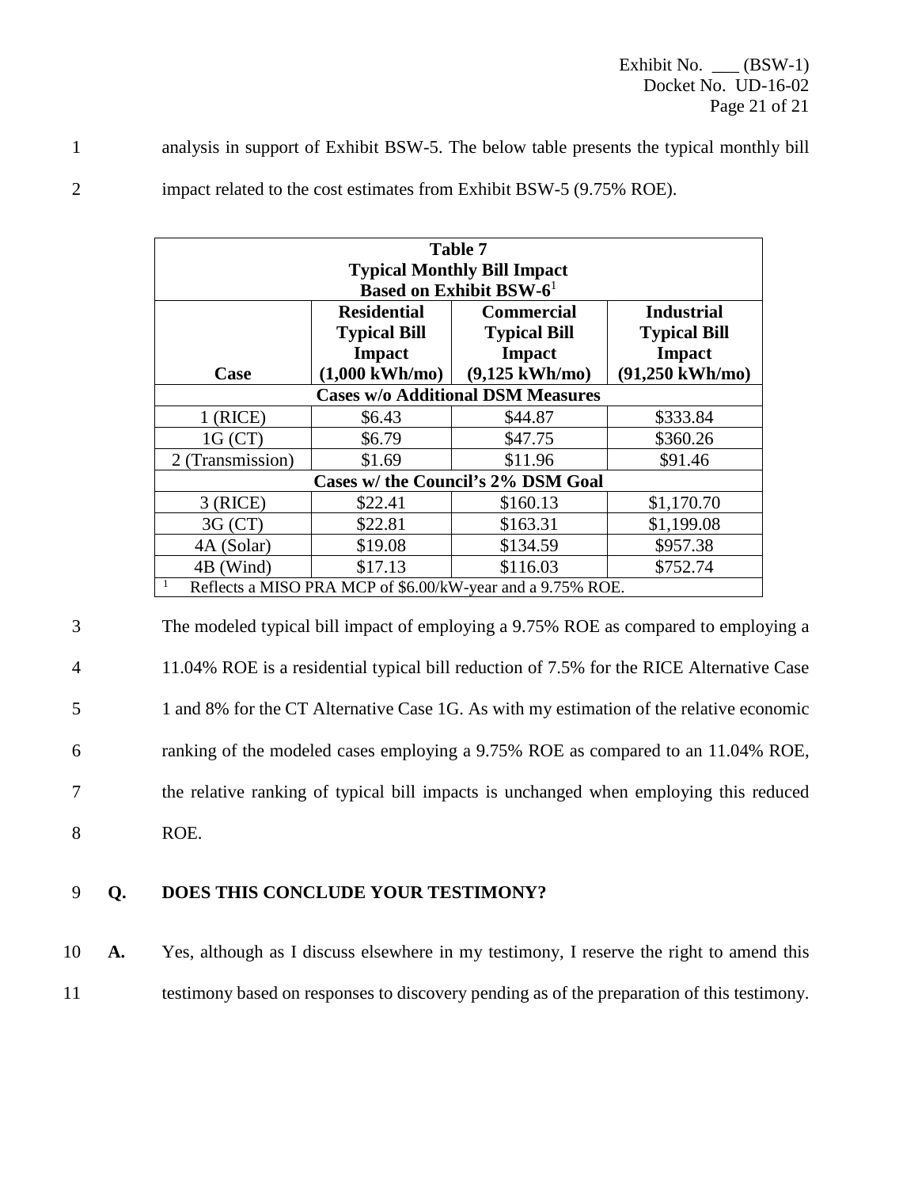analysis in support of Exhibit BSW-5. The below table presents the typical monthly bill impact related to the cost estimates from Exhibit BSW-5 (9.75% ROE).

**Table 7**
**Typical Monthly Bill Impact**
**Based on Exhibit BSW-6**[1]

| Case | Residential Typical Bill Impact (1,000 kWh/mo) | Commercial Typical Bill Impact (9,125 kWh/mo) | Industrial Typical Bill Impact (91,250 kWh/mo) |
|---|---|---|---|
| **Cases w/o Additional DSM Measures** | | | |
| 1 (RICE) | $6.43 | $44.87 | $333.84 |
| 1G (CT) | $6.79 | $47.75 | $360.26 |
| 2 (Transmission) | $1.69 | $11.96 | $91.46 |
| **Cases w/ the Council's 2% DSM Goal** | | | |
| 3 (RICE) | $22.41 | $160.13 | $1,170.70 |
| 3G (CT) | $22.81 | $163.31 | $1,199.08 |
| 4A (Solar) | $19.08 | $134.59 | $957.38 |
| 4B (Wind) | $17.13 | $116.03 | $752.74 |

[1] Reflects a MISO PRA MCP of $6.00/kW-year and a 9.75% ROE.

The modeled typical bill impact of employing a 9.75% ROE as compared to employing a 11.04% ROE is a residential typical bill reduction of 7.5% for the RICE Alternative Case 1 and 8% for the CT Alternative Case 1G. As with my estimation of the relative economic ranking of the modeled cases employing a 9.75% ROE as compared to an 11.04% ROE, the relative ranking of typical bill impacts is unchanged when employing this reduced ROE.

**Q. DOES THIS CONCLUDE YOUR TESTIMONY?**

**A.** Yes, although as I discuss elsewhere in my testimony, I reserve the right to amend this testimony based on responses to discovery pending as of the preparation of this testimony.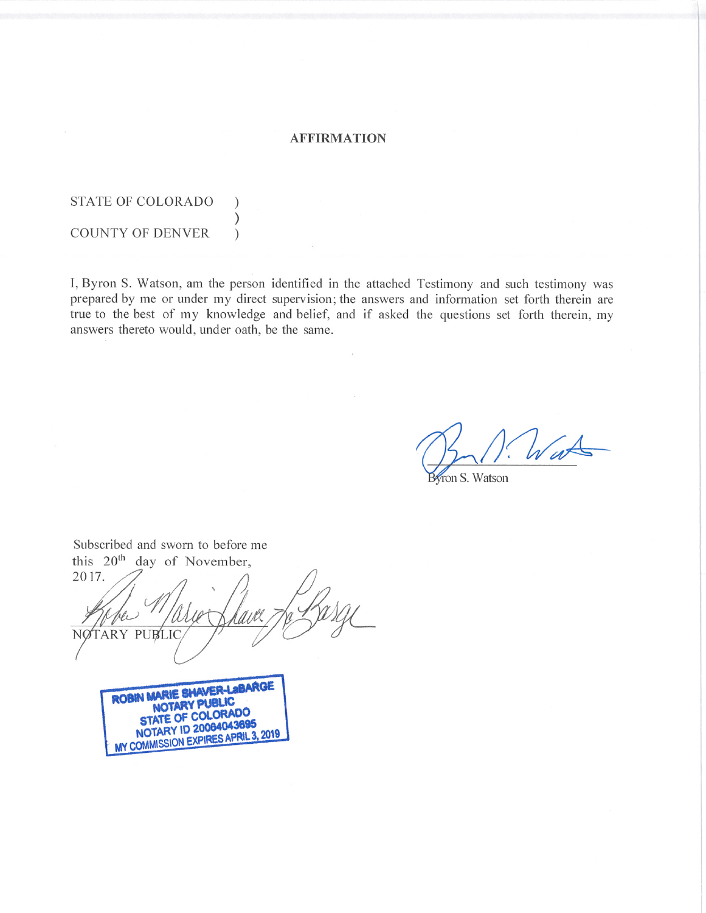# AFFIRMATION

STATE OF COLORADO )
)
COUNTY OF DENVER )

I, Byron S. Watson, am the person identified in the attached Testimony and such testimony was prepared by me or under my direct supervision; the answers and information set forth therein are true to the best of my knowledge and belief, and if asked the questions set forth therein, my answers thereto would, under oath, be the same.

Byron S. Watson

Subscribed and sworn to before me this 20th day of November, 2017.

NOTARY PUBLIC

ROBIN MARIE SHAVER-LaBARGE
NOTARY PUBLIC
STATE OF COLORADO
NOTARY ID 20064043695
MY COMMISSION EXPIRES APRIL 3, 2019